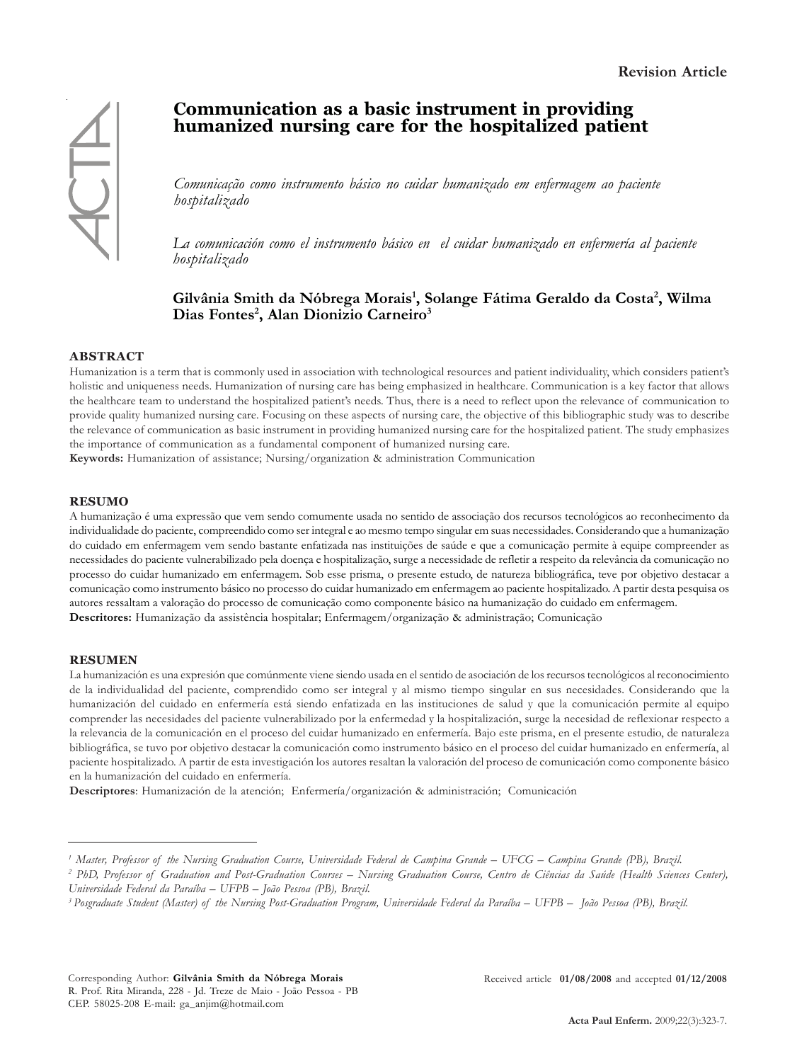Revision Article

# Communication as a basic instrument in providing humanized nursing care for the hospitalized patient

*Comunicação como instrumento básico no cuidar humanizado em enfermagem ao paciente hospitalizado*

*La comunicación como el instrumento básico en el cuidar humanizado en enfermería al paciente hospitalizado*

**Gilvânia Smith da Nóbrega Morais[1], Solange Fátima Geraldo da Costa[2], Wilma Dias Fontes[2], Alan Dionizio Carneiro[3]**

## ABSTRACT

Humanization is a term that is commonly used in association with technological resources and patient individuality, which considers patient's holistic and uniqueness needs. Humanization of nursing care has being emphasized in healthcare. Communication is a key factor that allows the healthcare team to understand the hospitalized patient's needs. Thus, there is a need to reflect upon the relevance of communication to provide quality humanized nursing care. Focusing on these aspects of nursing care, the objective of this bibliographic study was to describe the relevance of communication as basic instrument in providing humanized nursing care for the hospitalized patient. The study emphasizes the importance of communication as a fundamental component of humanized nursing care.

**Keywords:** Humanization of assistance; Nursing/organization & administration Communication

## RESUMO

A humanização é uma expressão que vem sendo comumente usada no sentido de associação dos recursos tecnológicos ao reconhecimento da individualidade do paciente, compreendido como ser integral e ao mesmo tempo singular em suas necessidades. Considerando que a humanização do cuidado em enfermagem vem sendo bastante enfatizada nas instituições de saúde e que a comunicação permite à equipe compreender as necessidades do paciente vulnerabilizado pela doença e hospitalização, surge a necessidade de refletir a respeito da relevância da comunicação no processo do cuidar humanizado em enfermagem. Sob esse prisma, o presente estudo, de natureza bibliográfica, teve por objetivo destacar a comunicação como instrumento básico no processo do cuidar humanizado em enfermagem ao paciente hospitalizado. A partir desta pesquisa os autores ressaltam a valoração do processo de comunicação como componente básico na humanização do cuidado em enfermagem.

**Descritores:** Humanização da assistência hospitalar; Enfermagem/organização & administração; Comunicação

## RESUMEN

La humanización es una expresión que comúnmente viene siendo usada en el sentido de asociación de los recursos tecnológicos al reconocimiento de la individualidad del paciente, comprendido como ser integral y al mismo tiempo singular en sus necesidades. Considerando que la humanización del cuidado en enfermería está siendo enfatizada en las instituciones de salud y que la comunicación permite al equipo comprender las necesidades del paciente vulnerabilizado por la enfermedad y la hospitalización, surge la necesidad de reflexionar respecto a la relevancia de la comunicación en el proceso del cuidar humanizado en enfermería. Bajo este prisma, en el presente estudio, de naturaleza bibliográfica, se tuvo por objetivo destacar la comunicación como instrumento básico en el proceso del cuidar humanizado en enfermería, al paciente hospitalizado. A partir de esta investigación los autores resaltan la valoración del proceso de comunicación como componente básico en la humanización del cuidado en enfermería.

**Descriptores**: Humanización de la atención; Enfermería/organización & administración; Comunicación

---

[1] *Master, Professor of the Nursing Graduation Course, Universidade Federal de Campina Grande – UFCG – Campina Grande (PB), Brazil.*

[2] *PhD, Professor of Graduation and Post-Graduation Courses – Nursing Graduation Course, Centro de Ciências da Saúde (Health Sciences Center), Universidade Federal da Paraíba – UFPB – João Pessoa (PB), Brazil.*

[3] *Posgraduate Student (Master) of the Nursing Post-Graduation Program, Universidade Federal da Paraíba – UFPB – João Pessoa (PB), Brazil.*

Corresponding Author: **Gilvânia Smith da Nóbrega Morais**
R. Prof. Rita Miranda, 228 - Jd. Treze de Maio - João Pessoa - PB
CEP. 58025-208 E-mail: ga_anjim@hotmail.com

Received article **01/08/2008** and accepted **01/12/2008**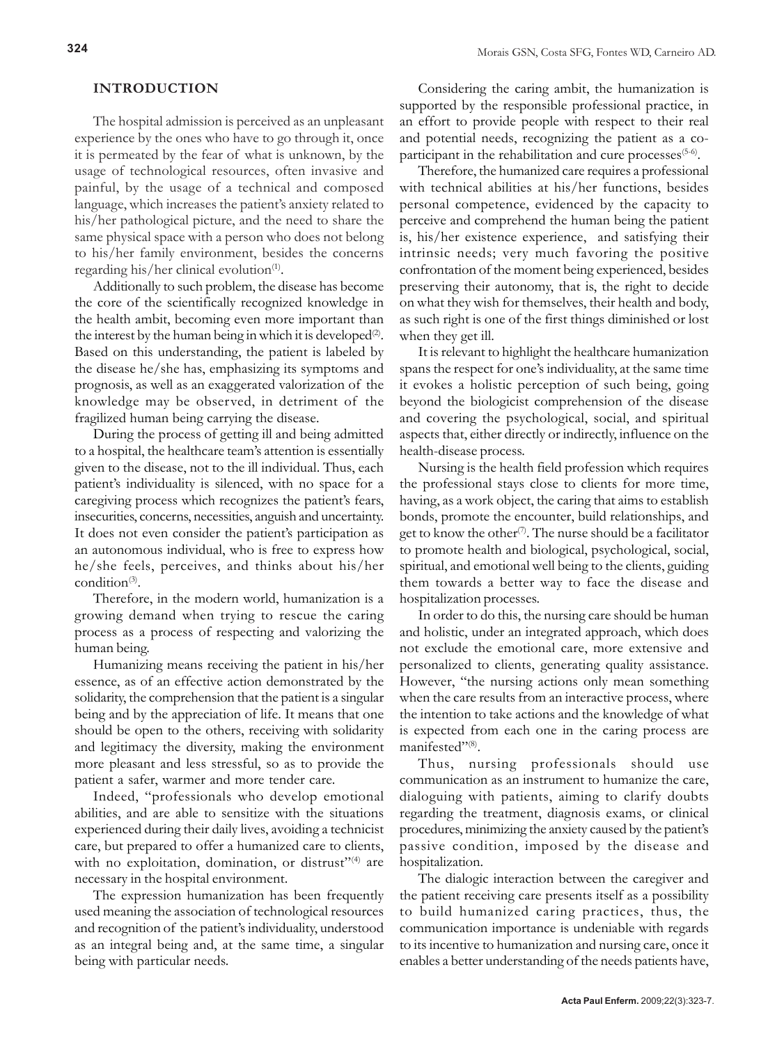## INTRODUCTION

The hospital admission is perceived as an unpleasant experience by the ones who have to go through it, once it is permeated by the fear of what is unknown, by the usage of technological resources, often invasive and painful, by the usage of a technical and composed language, which increases the patient's anxiety related to his/her pathological picture, and the need to share the same physical space with a person who does not belong to his/her family environment, besides the concerns regarding his/her clinical evolution[1].

Additionally to such problem, the disease has become the core of the scientifically recognized knowledge in the health ambit, becoming even more important than the interest by the human being in which it is developed[2]. Based on this understanding, the patient is labeled by the disease he/she has, emphasizing its symptoms and prognosis, as well as an exaggerated valorization of the knowledge may be observed, in detriment of the fragilized human being carrying the disease.

During the process of getting ill and being admitted to a hospital, the healthcare team's attention is essentially given to the disease, not to the ill individual. Thus, each patient's individuality is silenced, with no space for a caregiving process which recognizes the patient's fears, insecurities, concerns, necessities, anguish and uncertainty. It does not even consider the patient's participation as an autonomous individual, who is free to express how he/she feels, perceives, and thinks about his/her condition[3].

Therefore, in the modern world, humanization is a growing demand when trying to rescue the caring process as a process of respecting and valorizing the human being.

Humanizing means receiving the patient in his/her essence, as of an effective action demonstrated by the solidarity, the comprehension that the patient is a singular being and by the appreciation of life. It means that one should be open to the others, receiving with solidarity and legitimacy the diversity, making the environment more pleasant and less stressful, so as to provide the patient a safer, warmer and more tender care.

Indeed, "professionals who develop emotional abilities, and are able to sensitize with the situations experienced during their daily lives, avoiding a technicist care, but prepared to offer a humanized care to clients, with no exploitation, domination, or distrust"[4] are necessary in the hospital environment.

The expression humanization has been frequently used meaning the association of technological resources and recognition of the patient's individuality, understood as an integral being and, at the same time, a singular being with particular needs.

Considering the caring ambit, the humanization is supported by the responsible professional practice, in an effort to provide people with respect to their real and potential needs, recognizing the patient as a co-participant in the rehabilitation and cure processes[5-6].

Therefore, the humanized care requires a professional with technical abilities at his/her functions, besides personal competence, evidenced by the capacity to perceive and comprehend the human being the patient is, his/her existence experience, and satisfying their intrinsic needs; very much favoring the positive confrontation of the moment being experienced, besides preserving their autonomy, that is, the right to decide on what they wish for themselves, their health and body, as such right is one of the first things diminished or lost when they get ill.

It is relevant to highlight the healthcare humanization spans the respect for one's individuality, at the same time it evokes a holistic perception of such being, going beyond the biologicist comprehension of the disease and covering the psychological, social, and spiritual aspects that, either directly or indirectly, influence on the health-disease process.

Nursing is the health field profession which requires the professional stays close to clients for more time, having, as a work object, the caring that aims to establish bonds, promote the encounter, build relationships, and get to know the other[7]. The nurse should be a facilitator to promote health and biological, psychological, social, spiritual, and emotional well being to the clients, guiding them towards a better way to face the disease and hospitalization processes.

In order to do this, the nursing care should be human and holistic, under an integrated approach, which does not exclude the emotional care, more extensive and personalized to clients, generating quality assistance. However, "the nursing actions only mean something when the care results from an interactive process, where the intention to take actions and the knowledge of what is expected from each one in the caring process are manifested"[8].

Thus, nursing professionals should use communication as an instrument to humanize the care, dialoguing with patients, aiming to clarify doubts regarding the treatment, diagnosis exams, or clinical procedures, minimizing the anxiety caused by the patient's passive condition, imposed by the disease and hospitalization.

The dialogic interaction between the caregiver and the patient receiving care presents itself as a possibility to build humanized caring practices, thus, the communication importance is undeniable with regards to its incentive to humanization and nursing care, once it enables a better understanding of the needs patients have,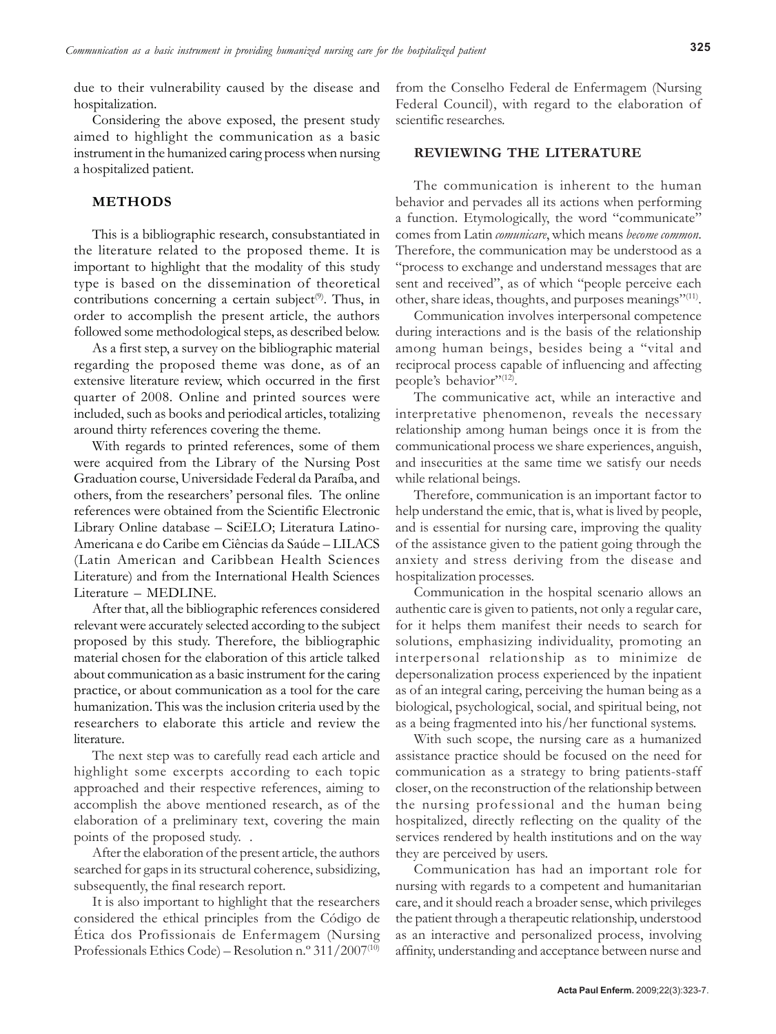due to their vulnerability caused by the disease and hospitalization.

Considering the above exposed, the present study aimed to highlight the communication as a basic instrument in the humanized caring process when nursing a hospitalized patient.

## METHODS

This is a bibliographic research, consubstantiated in the literature related to the proposed theme. It is important to highlight that the modality of this study type is based on the dissemination of theoretical contributions concerning a certain subject[9]. Thus, in order to accomplish the present article, the authors followed some methodological steps, as described below.

As a first step, a survey on the bibliographic material regarding the proposed theme was done, as of an extensive literature review, which occurred in the first quarter of 2008. Online and printed sources were included, such as books and periodical articles, totalizing around thirty references covering the theme.

With regards to printed references, some of them were acquired from the Library of the Nursing Post Graduation course, Universidade Federal da Paraíba, and others, from the researchers' personal files. The online references were obtained from the Scientific Electronic Library Online database – SciELO; Literatura Latino-Americana e do Caribe em Ciências da Saúde – LILACS (Latin American and Caribbean Health Sciences Literature) and from the International Health Sciences Literature – MEDLINE.

After that, all the bibliographic references considered relevant were accurately selected according to the subject proposed by this study. Therefore, the bibliographic material chosen for the elaboration of this article talked about communication as a basic instrument for the caring practice, or about communication as a tool for the care humanization. This was the inclusion criteria used by the researchers to elaborate this article and review the literature.

The next step was to carefully read each article and highlight some excerpts according to each topic approached and their respective references, aiming to accomplish the above mentioned research, as of the elaboration of a preliminary text, covering the main points of the proposed study. .

After the elaboration of the present article, the authors searched for gaps in its structural coherence, subsidizing, subsequently, the final research report.

It is also important to highlight that the researchers considered the ethical principles from the Código de Ética dos Profissionais de Enfermagem (Nursing Professionals Ethics Code) – Resolution n.º 311/2007[10] from the Conselho Federal de Enfermagem (Nursing Federal Council), with regard to the elaboration of scientific researches.

## REVIEWING THE LITERATURE

The communication is inherent to the human behavior and pervades all its actions when performing a function. Etymologically, the word "communicate" comes from Latin *comunicare*, which means *become common*. Therefore, the communication may be understood as a "process to exchange and understand messages that are sent and received", as of which "people perceive each other, share ideas, thoughts, and purposes meanings"[11].

Communication involves interpersonal competence during interactions and is the basis of the relationship among human beings, besides being a "vital and reciprocal process capable of influencing and affecting people's behavior"[12].

The communicative act, while an interactive and interpretative phenomenon, reveals the necessary relationship among human beings once it is from the communicational process we share experiences, anguish, and insecurities at the same time we satisfy our needs while relational beings.

Therefore, communication is an important factor to help understand the emic, that is, what is lived by people, and is essential for nursing care, improving the quality of the assistance given to the patient going through the anxiety and stress deriving from the disease and hospitalization processes.

Communication in the hospital scenario allows an authentic care is given to patients, not only a regular care, for it helps them manifest their needs to search for solutions, emphasizing individuality, promoting an interpersonal relationship as to minimize de depersonalization process experienced by the inpatient as of an integral caring, perceiving the human being as a biological, psychological, social, and spiritual being, not as a being fragmented into his/her functional systems.

With such scope, the nursing care as a humanized assistance practice should be focused on the need for communication as a strategy to bring patients-staff closer, on the reconstruction of the relationship between the nursing professional and the human being hospitalized, directly reflecting on the quality of the services rendered by health institutions and on the way they are perceived by users.

Communication has had an important role for nursing with regards to a competent and humanitarian care, and it should reach a broader sense, which privileges the patient through a therapeutic relationship, understood as an interactive and personalized process, involving affinity, understanding and acceptance between nurse and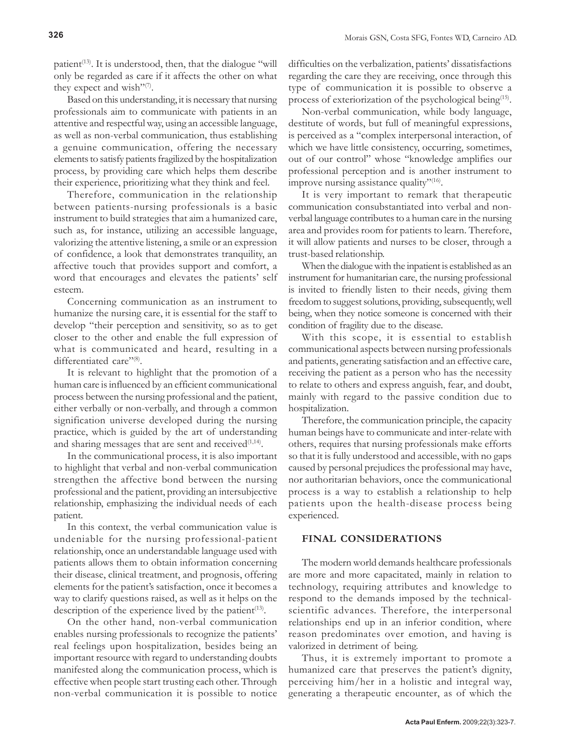patient[13]. It is understood, then, that the dialogue "will only be regarded as care if it affects the other on what they expect and wish"[7].

Based on this understanding, it is necessary that nursing professionals aim to communicate with patients in an attentive and respectful way, using an accessible language, as well as non-verbal communication, thus establishing a genuine communication, offering the necessary elements to satisfy patients fragilized by the hospitalization process, by providing care which helps them describe their experience, prioritizing what they think and feel.

Therefore, communication in the relationship between patients-nursing professionals is a basic instrument to build strategies that aim a humanized care, such as, for instance, utilizing an accessible language, valorizing the attentive listening, a smile or an expression of confidence, a look that demonstrates tranquility, an affective touch that provides support and comfort, a word that encourages and elevates the patients' self esteem.

Concerning communication as an instrument to humanize the nursing care, it is essential for the staff to develop "their perception and sensitivity, so as to get closer to the other and enable the full expression of what is communicated and heard, resulting in a differentiated care"[8].

It is relevant to highlight that the promotion of a human care is influenced by an efficient communicational process between the nursing professional and the patient, either verbally or non-verbally, and through a common signification universe developed during the nursing practice, which is guided by the art of understanding and sharing messages that are sent and received[1,14].

In the communicational process, it is also important to highlight that verbal and non-verbal communication strengthen the affective bond between the nursing professional and the patient, providing an intersubjective relationship, emphasizing the individual needs of each patient.

In this context, the verbal communication value is undeniable for the nursing professional-patient relationship, once an understandable language used with patients allows them to obtain information concerning their disease, clinical treatment, and prognosis, offering elements for the patient's satisfaction, once it becomes a way to clarify questions raised, as well as it helps on the description of the experience lived by the patient[13].

On the other hand, non-verbal communication enables nursing professionals to recognize the patients' real feelings upon hospitalization, besides being an important resource with regard to understanding doubts manifested along the communication process, which is effective when people start trusting each other. Through non-verbal communication it is possible to notice difficulties on the verbalization, patients' dissatisfactions regarding the care they are receiving, once through this type of communication it is possible to observe a process of exteriorization of the psychological being[15].

Non-verbal communication, while body language, destitute of words, but full of meaningful expressions, is perceived as a "complex interpersonal interaction, of which we have little consistency, occurring, sometimes, out of our control" whose "knowledge amplifies our professional perception and is another instrument to improve nursing assistance quality"[16].

It is very important to remark that therapeutic communication consubstantiated into verbal and non-verbal language contributes to a human care in the nursing area and provides room for patients to learn. Therefore, it will allow patients and nurses to be closer, through a trust-based relationship.

When the dialogue with the inpatient is established as an instrument for humanitarian care, the nursing professional is invited to friendly listen to their needs, giving them freedom to suggest solutions, providing, subsequently, well being, when they notice someone is concerned with their condition of fragility due to the disease.

With this scope, it is essential to establish communicational aspects between nursing professionals and patients, generating satisfaction and an effective care, receiving the patient as a person who has the necessity to relate to others and express anguish, fear, and doubt, mainly with regard to the passive condition due to hospitalization.

Therefore, the communication principle, the capacity human beings have to communicate and inter-relate with others, requires that nursing professionals make efforts so that it is fully understood and accessible, with no gaps caused by personal prejudices the professional may have, nor authoritarian behaviors, once the communicational process is a way to establish a relationship to help patients upon the health-disease process being experienced.

## FINAL CONSIDERATIONS

The modern world demands healthcare professionals are more and more capacitated, mainly in relation to technology, requiring attributes and knowledge to respond to the demands imposed by the technical-scientific advances. Therefore, the interpersonal relationships end up in an inferior condition, where reason predominates over emotion, and having is valorized in detriment of being.

Thus, it is extremely important to promote a humanized care that preserves the patient's dignity, perceiving him/her in a holistic and integral way, generating a therapeutic encounter, as of which the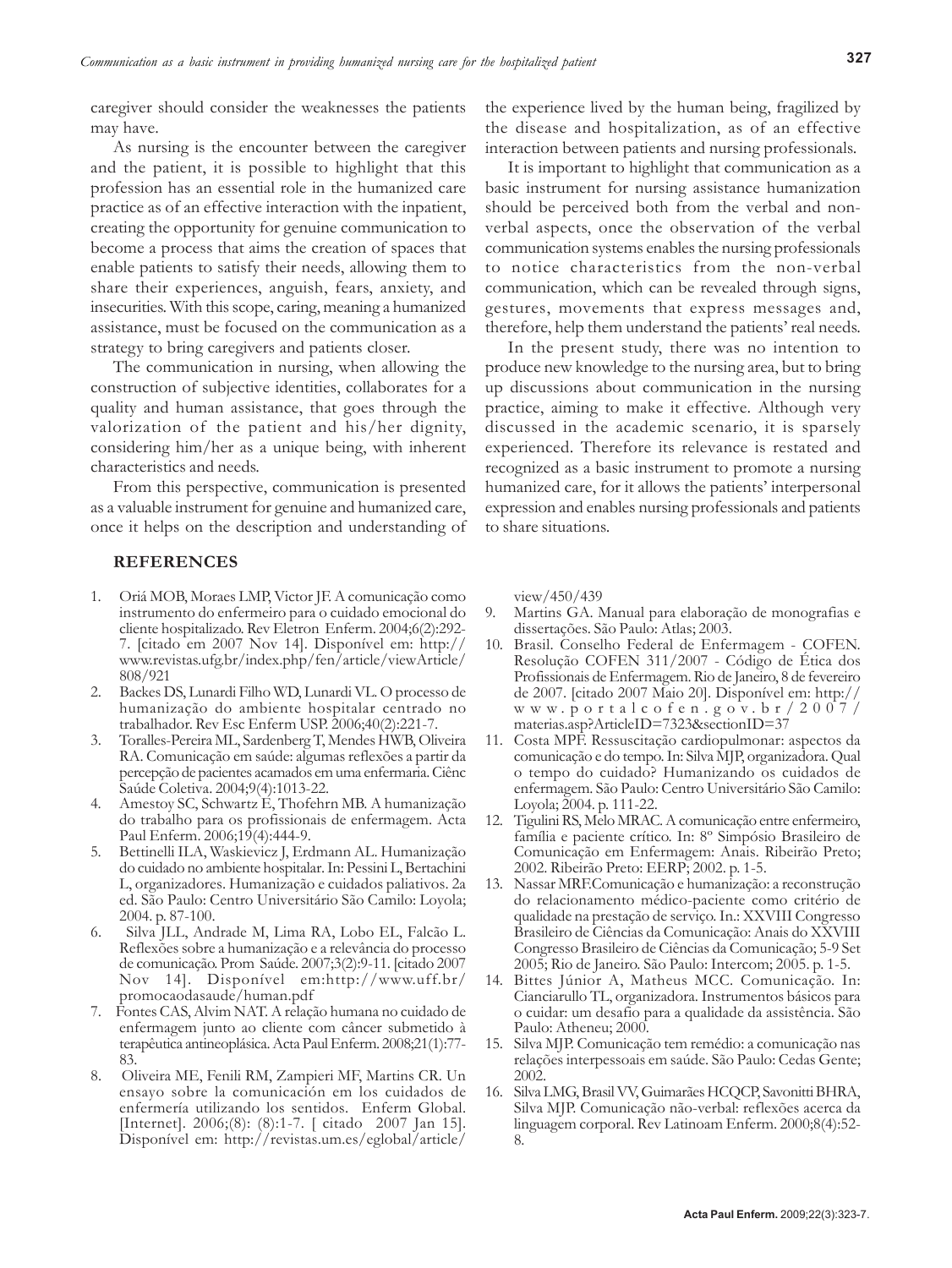caregiver should consider the weaknesses the patients may have.

As nursing is the encounter between the caregiver and the patient, it is possible to highlight that this profession has an essential role in the humanized care practice as of an effective interaction with the inpatient, creating the opportunity for genuine communication to become a process that aims the creation of spaces that enable patients to satisfy their needs, allowing them to share their experiences, anguish, fears, anxiety, and insecurities. With this scope, caring, meaning a humanized assistance, must be focused on the communication as a strategy to bring caregivers and patients closer.

The communication in nursing, when allowing the construction of subjective identities, collaborates for a quality and human assistance, that goes through the valorization of the patient and his/her dignity, considering him/her as a unique being, with inherent characteristics and needs.

From this perspective, communication is presented as a valuable instrument for genuine and humanized care, once it helps on the description and understanding of the experience lived by the human being, fragilized by the disease and hospitalization, as of an effective interaction between patients and nursing professionals.

It is important to highlight that communication as a basic instrument for nursing assistance humanization should be perceived both from the verbal and non-verbal aspects, once the observation of the verbal communication systems enables the nursing professionals to notice characteristics from the non-verbal communication, which can be revealed through signs, gestures, movements that express messages and, therefore, help them understand the patients' real needs.

In the present study, there was no intention to produce new knowledge to the nursing area, but to bring up discussions about communication in the nursing practice, aiming to make it effective. Although very discussed in the academic scenario, it is sparsely experienced. Therefore its relevance is restated and recognized as a basic instrument to promote a nursing humanized care, for it allows the patients' interpersonal expression and enables nursing professionals and patients to share situations.

## REFERENCES

1. Oriá MOB, Moraes LMP, Victor JF. A comunicação como instrumento do enfermeiro para o cuidado emocional do cliente hospitalizado. Rev Eletron Enferm. 2004;6(2):292-7. [citado em 2007 Nov 14]. Disponível em: http://www.revistas.ufg.br/index.php/fen/article/viewArticle/808/921
2. Backes DS, Lunardi Filho WD, Lunardi VL. O processo de humanização do ambiente hospitalar centrado no trabalhador. Rev Esc Enferm USP. 2006;40(2):221-7.
3. Toralles-Pereira ML, Sardenberg T, Mendes HWB, Oliveira RA. Comunicação em saúde: algumas reflexões a partir da percepção de pacientes acamados em uma enfermaria. Ciênc Saúde Coletiva. 2004;9(4):1013-22.
4. Amestoy SC, Schwartz E, Thofehrn MB. A humanização do trabalho para os profissionais de enfermagem. Acta Paul Enferm. 2006;19(4):444-9.
5. Bettinelli ILA, Waskievicz J, Erdmann AL. Humanização do cuidado no ambiente hospitalar. In: Pessini L, Bertachini L, organizadores. Humanização e cuidados paliativos. 2a ed. São Paulo: Centro Universitário São Camilo: Loyola; 2004. p. 87-100.
6. Silva JLL, Andrade M, Lima RA, Lobo EL, Falcão L. Reflexões sobre a humanização e a relevância do processo de comunicação. Prom Saúde. 2007;3(2):9-11. [citado 2007 Nov 14]. Disponível em:http://www.uff.br/promocaodasaude/human.pdf
7. Fontes CAS, Alvim NAT. A relação humana no cuidado de enfermagem junto ao cliente com câncer submetido à terapêutica antineoplásica. Acta Paul Enferm. 2008;21(1):77-83.
8. Oliveira ME, Fenili RM, Zampieri MF, Martins CR. Un ensayo sobre la comunicación en los cuidados de enfermería utilizando los sentidos. Enferm Global. [Internet]. 2006;(8): (8):1-7. [ citado 2007 Jan 15]. Disponível em: http://revistas.um.es/eglobal/article/view/450/439
9. Martins GA. Manual para elaboração de monografias e dissertações. São Paulo: Atlas; 2003.
10. Brasil. Conselho Federal de Enfermagem - COFEN. Resolução COFEN 311/2007 - Código de Ética dos Profissionais de Enfermagem. Rio de Janeiro, 8 de fevereiro de 2007. [citado 2007 Maio 20]. Disponível em: http://www.portalcofen.gov.br/2007/materias.asp?ArticleID=7323&sectionID=37
11. Costa MPF. Ressuscitação cardiopulmonar: aspectos da comunicação e do tempo. In: Silva MJP, organizadora. Qual o tempo do cuidado? Humanizando os cuidados de enfermagem. São Paulo: Centro Universitário São Camilo: Loyola; 2004. p. 111-22.
12. Tigulini RS, Melo MRAC. A comunicação entre enfermeiro, família e paciente crítico. In: 8º Simpósio Brasileiro de Comunicação em Enfermagem: Anais. Ribeirão Preto; 2002. Ribeirão Preto: EERP; 2002. p. 1-5.
13. Nassar MRF.Comunicação e humanização: a reconstrução do relacionamento médico-paciente como critério de qualidade na prestação de serviço. In.: XXVIII Congresso Brasileiro de Ciências da Comunicação: Anais do XXVIII Congresso Brasileiro de Ciências da Comunicação; 5-9 Set 2005; Rio de Janeiro. São Paulo: Intercom; 2005. p. 1-5.
14. Bittes Júnior A, Matheus MCC. Comunicação. In: Cianciarullo TL, organizadora. Instrumentos básicos para o cuidar: um desafio para a qualidade da assistência. São Paulo: Atheneu; 2000.
15. Silva MJP. Comunicação tem remédio: a comunicação nas relações interpessoais em saúde. São Paulo: Cedas Gente; 2002.
16. Silva LMG, Brasil VV, Guimarães HCQCP, Savonitti BHRA, Silva MJP. Comunicação não-verbal: reflexões acerca da linguagem corporal. Rev Latinoam Enferm. 2000;8(4):52-8.